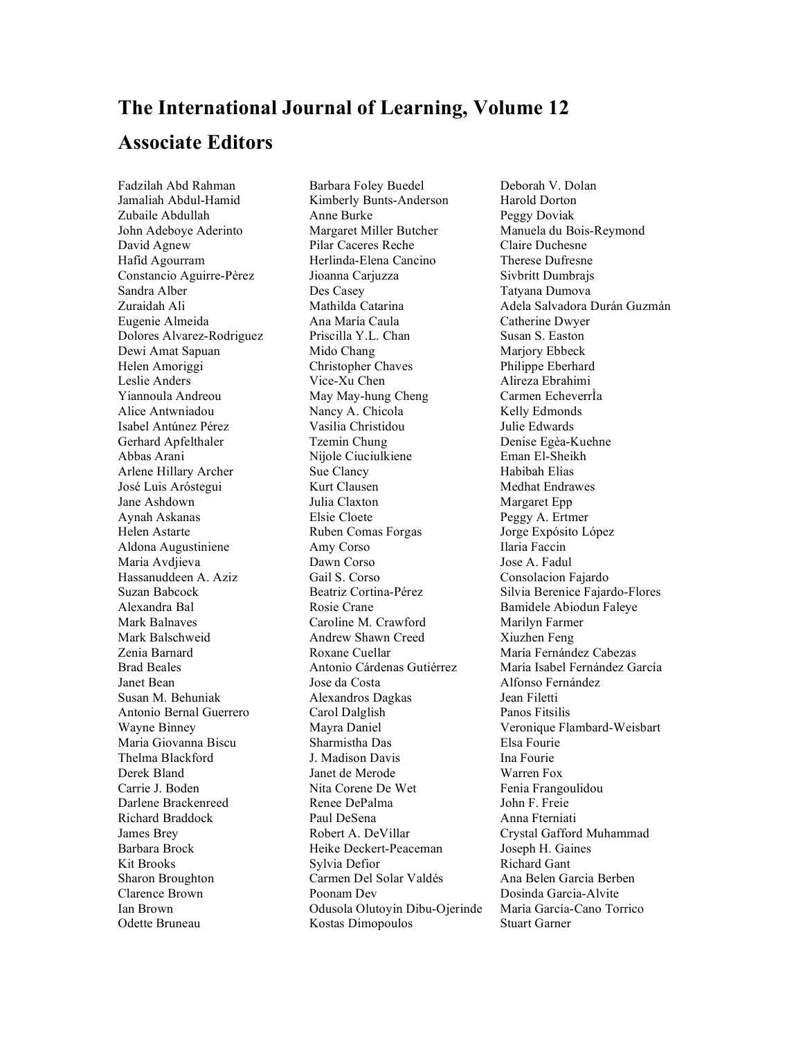# The International Journal of Learning, Volume 12

## Associate Editors

Fadzilah Abd Rahman
Jamaliah Abdul-Hamid
Zubaile Abdullah
John Adeboye Aderinto
David Agnew
Hafid Agourram
Constancio Aguirre-Pèrez
Sandra Alber
Zuraidah Ali
Eugenie Almeida
Dolores Alvarez-Rodriguez
Dewi Amat Sapuan
Helen Amoriggi
Leslie Anders
Yiannoula Andreou
Alice Antwniadou
Isabel Antúnez Pérez
Gerhard Apfelthaler
Abbas Arani
Arlene Hillary Archer
José Luis Aróstegui
Jane Ashdown
Aynah Askanas
Helen Astarte
Aldona Augustiniene
Maria Avdjieva
Hassanuddeen A. Aziz
Suzan Babcock
Alexandra Bal
Mark Balnaves
Mark Balschweid
Zenia Barnard
Brad Beales
Janet Bean
Susan M. Behuniak
Antonio Bernal Guerrero
Wayne Binney
Maria Giovanna Biscu
Thelma Blackford
Derek Bland
Carrie J. Boden
Darlene Brackenreed
Richard Braddock
James Brey
Barbara Brock
Kit Brooks
Sharon Broughton
Clarence Brown
Ian Brown
Odette Bruneau
Barbara Foley Buedel
Kimberly Bunts-Anderson
Anne Burke
Margaret Miller Butcher
Pilar Caceres Reche
Herlinda-Elena Cancino
Jioanna Carjuzza
Des Casey
Mathilda Catarina
Ana María Caula
Priscilla Y.L. Chan
Mido Chang
Christopher Chaves
Vice-Xu Chen
May May-hung Cheng
Nancy A. Chicola
Vasilia Christidou
Tzemin Chung
Nijole Ciuciulkiene
Sue Clancy
Kurt Clausen
Julia Claxton
Elsie Cloete
Ruben Comas Forgas
Amy Corso
Dawn Corso
Gail S. Corso
Beatriz Cortina-Pérez
Rosie Crane
Caroline M. Crawford
Andrew Shawn Creed
Roxane Cuellar
Antonio Cárdenas Gutiérrez
Jose da Costa
Alexandros Dagkas
Carol Dalglish
Mayra Daniel
Sharmistha Das
J. Madison Davis
Janet de Merode
Nita Corene De Wet
Renee DePalma
Paul DeSena
Robert A. DeVillar
Heike Deckert-Peaceman
Sylvia Defior
Carmen Del Solar Valdés
Poonam Dev
Odusola Olutoyin Dibu-Ojerinde
Kostas Dimopoulos
Deborah V. Dolan
Harold Dorton
Peggy Doviak
Manuela du Bois-Reymond
Claire Duchesne
Therese Dufresne
Sivbritt Dumbrajs
Tatyana Dumova
Adela Salvadora Durán Guzmán
Catherine Dwyer
Susan S. Easton
Marjory Ebbeck
Philippe Eberhard
Alireza Ebrahimi
Carmen EcheverrÌa
Kelly Edmonds
Julie Edwards
Denise Egèa-Kuehne
Eman El-Sheikh
Habibah Elias
Medhat Endrawes
Margaret Epp
Peggy A. Ertmer
Jorge Expósito López
Ilaria Faccin
Jose A. Fadul
Consolacion Fajardo
Silvia Berenice Fajardo-Flores
Bamidele Abiodun Faleye
Marilyn Farmer
Xiuzhen Feng
María Fernández Cabezas
María Isabel Fernández García
Alfonso Fernández
Jean Filetti
Panos Fitsilis
Veronique Flambard-Weisbart
Elsa Fourie
Ina Fourie
Warren Fox
Fenia Frangoulidou
John F. Freie
Anna Fterniati
Crystal Gafford Muhammad
Joseph H. Gaines
Richard Gant
Ana Belen Garcia Berben
Dosinda Garcia-Alvite
María García-Cano Torrico
Stuart Garner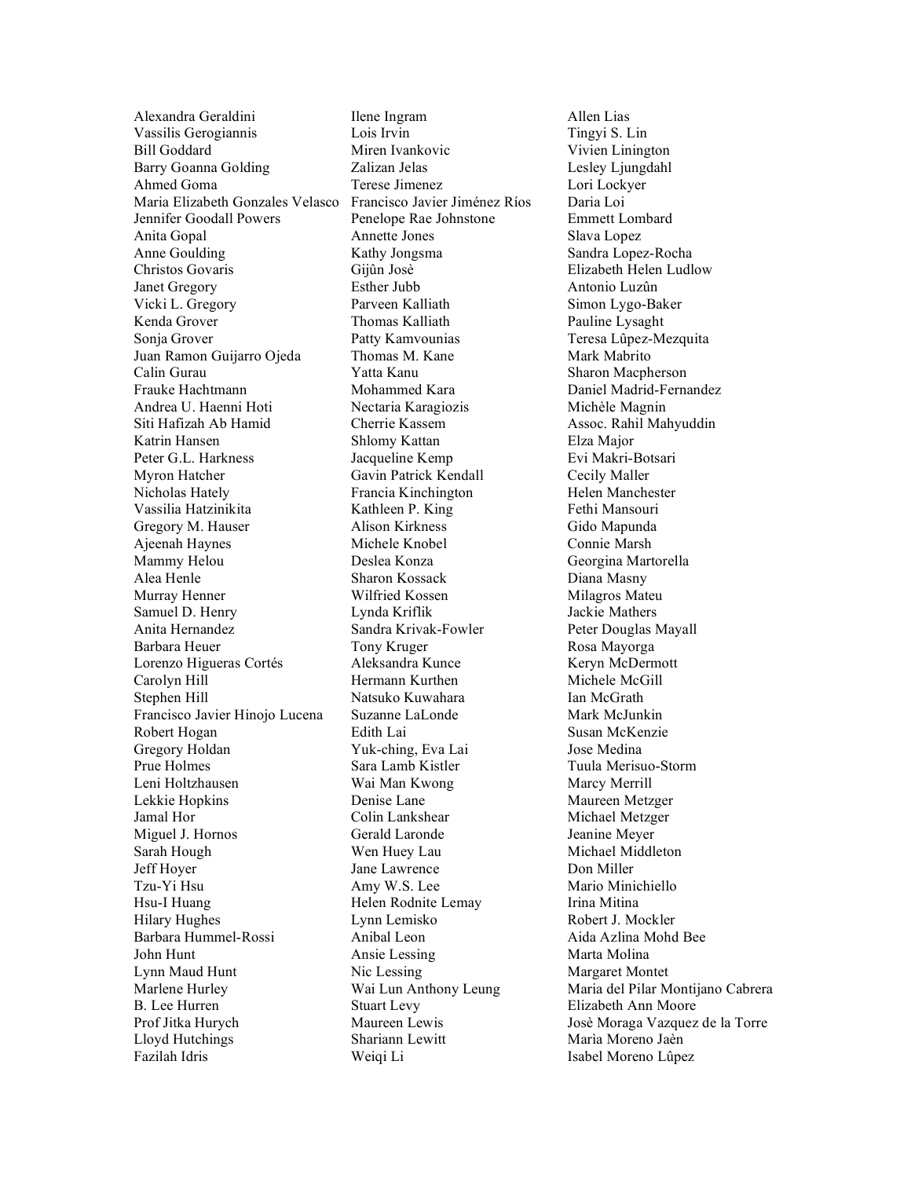Alexandra Geraldini
Vassilis Gerogiannis
Bill Goddard
Barry Goanna Golding
Ahmed Goma
Maria Elizabeth Gonzales Velasco
Jennifer Goodall Powers
Anita Gopal
Anne Goulding
Christos Govaris
Janet Gregory
Vicki L. Gregory
Kenda Grover
Sonja Grover
Juan Ramon Guijarro Ojeda
Calin Gurau
Frauke Hachtmann
Andrea U. Haenni Hoti
Siti Hafizah Ab Hamid
Katrin Hansen
Peter G.L. Harkness
Myron Hatcher
Nicholas Hately
Vassilia Hatzinikita
Gregory M. Hauser
Ajeenah Haynes
Mammy Helou
Alea Henle
Murray Henner
Samuel D. Henry
Anita Hernandez
Barbara Heuer
Lorenzo Higueras Cortés
Carolyn Hill
Stephen Hill
Francisco Javier Hinojo Lucena
Robert Hogan
Gregory Holdan
Prue Holmes
Leni Holtzhausen
Lekkie Hopkins
Jamal Hor
Miguel J. Hornos
Sarah Hough
Jeff Hoyer
Tzu-Yi Hsu
Hsu-I Huang
Hilary Hughes
Barbara Hummel-Rossi
John Hunt
Lynn Maud Hunt
Marlene Hurley
B. Lee Hurren
Prof Jitka Hurych
Lloyd Hutchings
Fazilah Idris
Ilene Ingram
Lois Irvin
Miren Ivankovic
Zalizan Jelas
Terese Jimenez
Francisco Javier Jiménez Ríos
Penelope Rae Johnstone
Annette Jones
Kathy Jongsma
Gijûn Josè
Esther Jubb
Parveen Kalliath
Thomas Kalliath
Patty Kamvounias
Thomas M. Kane
Yatta Kanu
Mohammed Kara
Nectaria Karagiozis
Cherrie Kassem
Shlomy Kattan
Jacqueline Kemp
Gavin Patrick Kendall
Francia Kinchington
Kathleen P. King
Alison Kirkness
Michele Knobel
Deslea Konza
Sharon Kossack
Wilfried Kossen
Lynda Kriflik
Sandra Krivak-Fowler
Tony Kruger
Aleksandra Kunce
Hermann Kurthen
Natsuko Kuwahara
Suzanne LaLonde
Edith Lai
Yuk-ching, Eva Lai
Sara Lamb Kistler
Wai Man Kwong
Denise Lane
Colin Lankshear
Gerald Laronde
Wen Huey Lau
Jane Lawrence
Amy W.S. Lee
Helen Rodnite Lemay
Lynn Lemisko
Anibal Leon
Ansie Lessing
Nic Lessing
Wai Lun Anthony Leung
Stuart Levy
Maureen Lewis
Shariann Lewitt
Weiqi Li
Allen Lias
Tingyi S. Lin
Vivien Linington
Lesley Ljungdahl
Lori Lockyer
Daria Loi
Emmett Lombard
Slava Lopez
Sandra Lopez-Rocha
Elizabeth Helen Ludlow
Antonio Luzûn
Simon Lygo-Baker
Pauline Lysaght
Teresa Lûpez-Mezquita
Mark Mabrito
Sharon Macpherson
Daniel Madrid-Fernandez
Michèle Magnin
Assoc. Rahil Mahyuddin
Elza Major
Evi Makri-Botsari
Cecily Maller
Helen Manchester
Fethi Mansouri
Gido Mapunda
Connie Marsh
Georgina Martorella
Diana Masny
Milagros Mateu
Jackie Mathers
Peter Douglas Mayall
Rosa Mayorga
Keryn McDermott
Michele McGill
Ian McGrath
Mark McJunkin
Susan McKenzie
Jose Medina
Tuula Merisuo-Storm
Marcy Merrill
Maureen Metzger
Michael Metzger
Jeanine Meyer
Michael Middleton
Don Miller
Mario Minichiello
Irina Mitina
Robert J. Mockler
Aida Azlina Mohd Bee
Marta Molina
Margaret Montet
Maria del Pilar Montijano Cabrera
Elizabeth Ann Moore
Josè Moraga Vazquez de la Torre
Maria Moreno Jaèn
Isabel Moreno Lûpez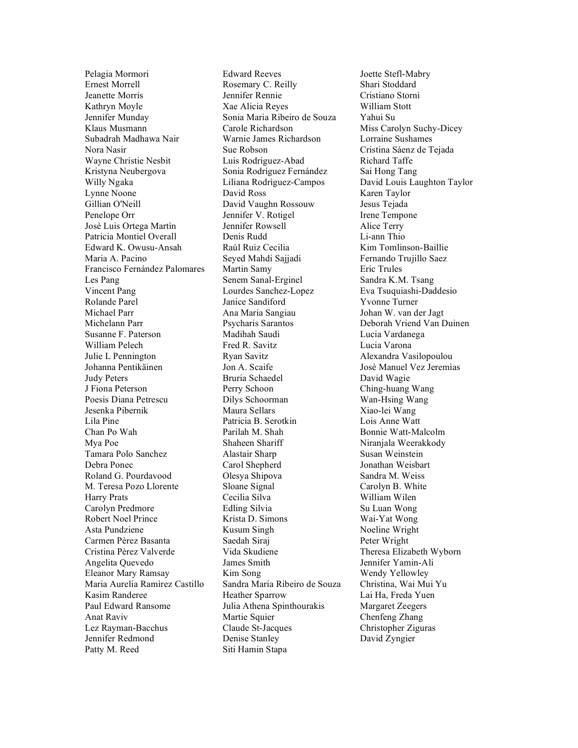Pelagia Mormori
Ernest Morrell
Jeanette Morris
Kathryn Moyle
Jennifer Munday
Klaus Musmann
Subadrah Madhawa Nair
Nora Nasir
Wayne Christie Nesbit
Kristyna Neubergova
Willy Ngaka
Lynne Noone
Gillian O'Neill
Penelope Orr
Josè Luis Ortega Martìn
Patricia Montiel Overall
Edward K. Owusu-Ansah
Maria A. Pacino
Francisco Fernández Palomares
Les Pang
Vincent Pang
Rolande Parel
Michael Parr
Michelann Parr
Susanne F. Paterson
William Pelech
Julie L Pennington
Johanna Pentikäinen
Judy Peters
J Fiona Peterson
Poesis Diana Petrescu
Jesenka Pibernik
Lila Pine
Chan Po Wah
Mya Poe
Tamara Polo Sanchez
Debra Ponec
Roland G. Pourdavood
M. Teresa Pozo Llorente
Harry Prats
Carolyn Predmore
Robert Noel Prince
Asta Pundziene
Carmen Pèrez Basanta
Cristina Pèrez Valverde
Angelita Quevedo
Eleanor Mary Ramsay
Maria Aurelia Ramìrez Castillo
Kasim Randeree
Paul Edward Ransome
Anat Raviv
Lez Rayman-Bacchus
Jennifer Redmond
Patty M. Reed
Edward Reeves
Rosemary C. Reilly
Jennifer Rennie
Xae Alicia Reyes
Sonia Maria Ribeiro de Souza
Carole Richardson
Warnie James Richardson
Sue Robson
Luis Rodriguez-Abad
Sonia Rodríguez Fernández
Liliana Rodriguez-Campos
David Ross
David Vaughn Rossouw
Jennifer V. Rotigel
Jennifer Rowsell
Denis Rudd
Raúl Ruiz Cecilia
Seyed Mahdi Sajjadi
Martin Samy
Senem Sanal-Erginel
Lourdes Sanchez-Lopez
Janice Sandiford
Ana Maria Sangiau
Psycharis Sarantos
Madihah Saudi
Fred R. Savitz
Ryan Savitz
Jon A. Scaife
Bruria Schaedel
Perry Schoon
Dilys Schoorman
Maura Sellars
Patricia B. Serotkin
Parilah M. Shah
Shaheen Shariff
Alastair Sharp
Carol Shepherd
Olesya Shipova
Sloane Signal
Cecilia Silva
Edling Silvia
Krista D. Simons
Kusum Singh
Saedah Siraj
Vida Skudiene
James Smith
Kim Song
Sandra Maria Ribeiro de Souza
Heather Sparrow
Julia Athena Spinthourakis
Martie Squier
Claude St-Jacques
Denise Stanley
Siti Hamin Stapa
Joette Stefl-Mabry
Shari Stoddard
Cristiano Storni
William Stott
Yahui Su
Miss Carolyn Suchy-Dicey
Lorraine Sushames
Cristina Sáenz de Tejada
Richard Taffe
Sai Hong Tang
David Louis Laughton Taylor
Karen Taylor
Jesus Tejada
Irene Tempone
Alice Terry
Li-ann Thio
Kim Tomlinson-Baillie
Fernando Trujillo Saez
Eric Trules
Sandra K.M. Tsang
Eva Tsuquiashi-Daddesio
Yvonne Turner
Johan W. van der Jagt
Deborah Vriend Van Duinen
Lucia Vardanega
Lucia Varona
Alexandra Vasilopoulou
Josè Manuel Vez Jeremìas
David Wagie
Ching-huang Wang
Wan-Hsing Wang
Xiao-lei Wang
Lois Anne Watt
Bonnie Watt-Malcolm
Niranjala Weerakkody
Susan Weinstein
Jonathan Weisbart
Sandra M. Weiss
Carolyn B. White
William Wilen
Su Luan Wong
Wai-Yat Wong
Noeline Wright
Peter Wright
Theresa Elizabeth Wyborn
Jennifer Yamin-Ali
Wendy Yellowley
Christina, Wai Mui Yu
Lai Ha, Freda Yuen
Margaret Zeegers
Chenfeng Zhang
Christopher Ziguras
David Zyngier